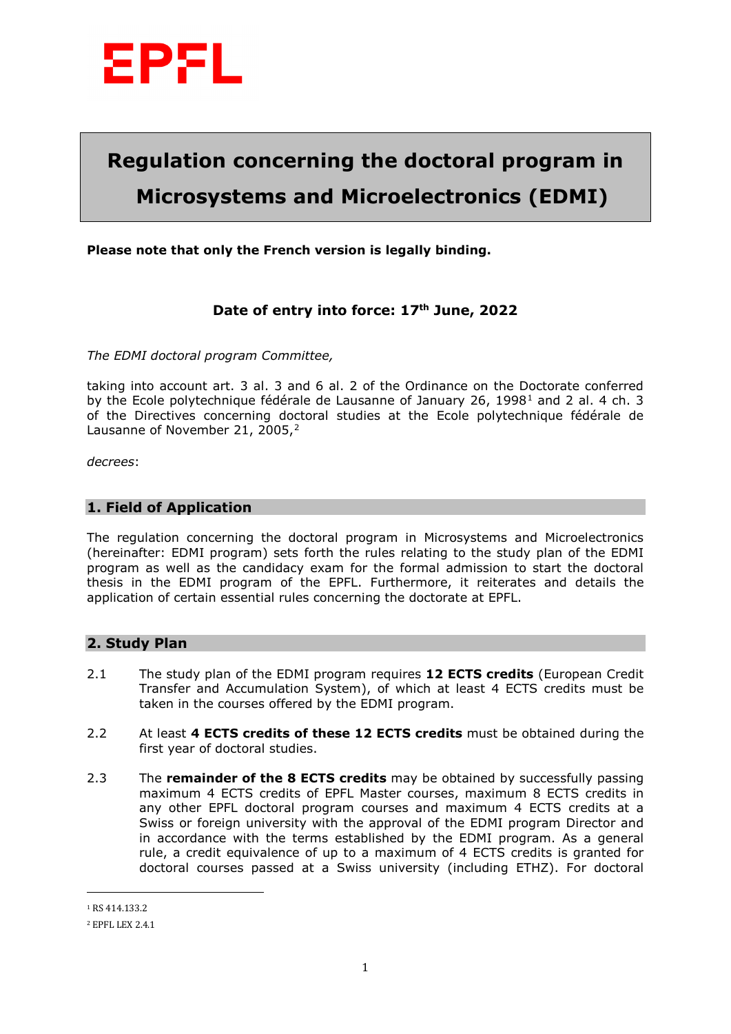EPFL

# Regulation concerning the doctoral program in Microsystems and Microelectronics (EDMI)

**Please note that only the French version is legally binding.**

**Date of entry into force: 17th June, 2022**

*The EDMI doctoral program Committee,*

taking into account art. 3 al. 3 and 6 al. 2 of the Ordinance on the Doctorate conferred by the Ecole polytechnique fédérale de Lausanne of January 26, 1998[1] and 2 al. 4 ch. 3 of the Directives concerning doctoral studies at the Ecole polytechnique fédérale de Lausanne of November 21, 2005,[2]

*decrees*:

## 1. Field of Application

The regulation concerning the doctoral program in Microsystems and Microelectronics (hereinafter: EDMI program) sets forth the rules relating to the study plan of the EDMI program as well as the candidacy exam for the formal admission to start the doctoral thesis in the EDMI program of the EPFL. Furthermore, it reiterates and details the application of certain essential rules concerning the doctorate at EPFL.

## 2. Study Plan

2.1 The study plan of the EDMI program requires **12 ECTS credits** (European Credit Transfer and Accumulation System), of which at least 4 ECTS credits must be taken in the courses offered by the EDMI program.

2.2 At least **4 ECTS credits of these 12 ECTS credits** must be obtained during the first year of doctoral studies.

2.3 The **remainder of the 8 ECTS credits** may be obtained by successfully passing maximum 4 ECTS credits of EPFL Master courses, maximum 8 ECTS credits in any other EPFL doctoral program courses and maximum 4 ECTS credits at a Swiss or foreign university with the approval of the EDMI program Director and in accordance with the terms established by the EDMI program. As a general rule, a credit equivalence of up to a maximum of 4 ECTS credits is granted for doctoral courses passed at a Swiss university (including ETHZ). For doctoral

---

[1] RS 414.133.2

[2] EPFL LEX 2.4.1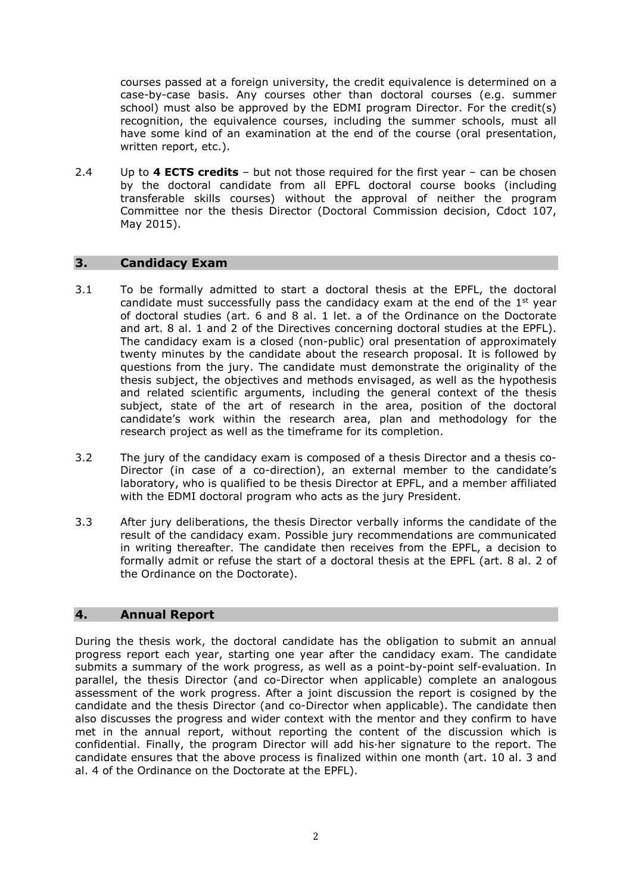courses passed at a foreign university, the credit equivalence is determined on a case-by-case basis. Any courses other than doctoral courses (e.g. summer school) must also be approved by the EDMI program Director. For the credit(s) recognition, the equivalence courses, including the summer schools, must all have some kind of an examination at the end of the course (oral presentation, written report, etc.).

2.4 Up to **4 ECTS credits** – but not those required for the first year – can be chosen by the doctoral candidate from all EPFL doctoral course books (including transferable skills courses) without the approval of neither the program Committee nor the thesis Director (Doctoral Commission decision, Cdoct 107, May 2015).

## 3. Candidacy Exam

3.1 To be formally admitted to start a doctoral thesis at the EPFL, the doctoral candidate must successfully pass the candidacy exam at the end of the 1st year of doctoral studies (art. 6 and 8 al. 1 let. a of the Ordinance on the Doctorate and art. 8 al. 1 and 2 of the Directives concerning doctoral studies at the EPFL). The candidacy exam is a closed (non-public) oral presentation of approximately twenty minutes by the candidate about the research proposal. It is followed by questions from the jury. The candidate must demonstrate the originality of the thesis subject, the objectives and methods envisaged, as well as the hypothesis and related scientific arguments, including the general context of the thesis subject, state of the art of research in the area, position of the doctoral candidate's work within the research area, plan and methodology for the research project as well as the timeframe for its completion.

3.2 The jury of the candidacy exam is composed of a thesis Director and a thesis co-Director (in case of a co-direction), an external member to the candidate's laboratory, who is qualified to be thesis Director at EPFL, and a member affiliated with the EDMI doctoral program who acts as the jury President.

3.3 After jury deliberations, the thesis Director verbally informs the candidate of the result of the candidacy exam. Possible jury recommendations are communicated in writing thereafter. The candidate then receives from the EPFL, a decision to formally admit or refuse the start of a doctoral thesis at the EPFL (art. 8 al. 2 of the Ordinance on the Doctorate).

## 4. Annual Report

During the thesis work, the doctoral candidate has the obligation to submit an annual progress report each year, starting one year after the candidacy exam. The candidate submits a summary of the work progress, as well as a point-by-point self-evaluation. In parallel, the thesis Director (and co-Director when applicable) complete an analogous assessment of the work progress. After a joint discussion the report is cosigned by the candidate and the thesis Director (and co-Director when applicable). The candidate then also discusses the progress and wider context with the mentor and they confirm to have met in the annual report, without reporting the content of the discussion which is confidential. Finally, the program Director will add his·her signature to the report. The candidate ensures that the above process is finalized within one month (art. 10 al. 3 and al. 4 of the Ordinance on the Doctorate at the EPFL).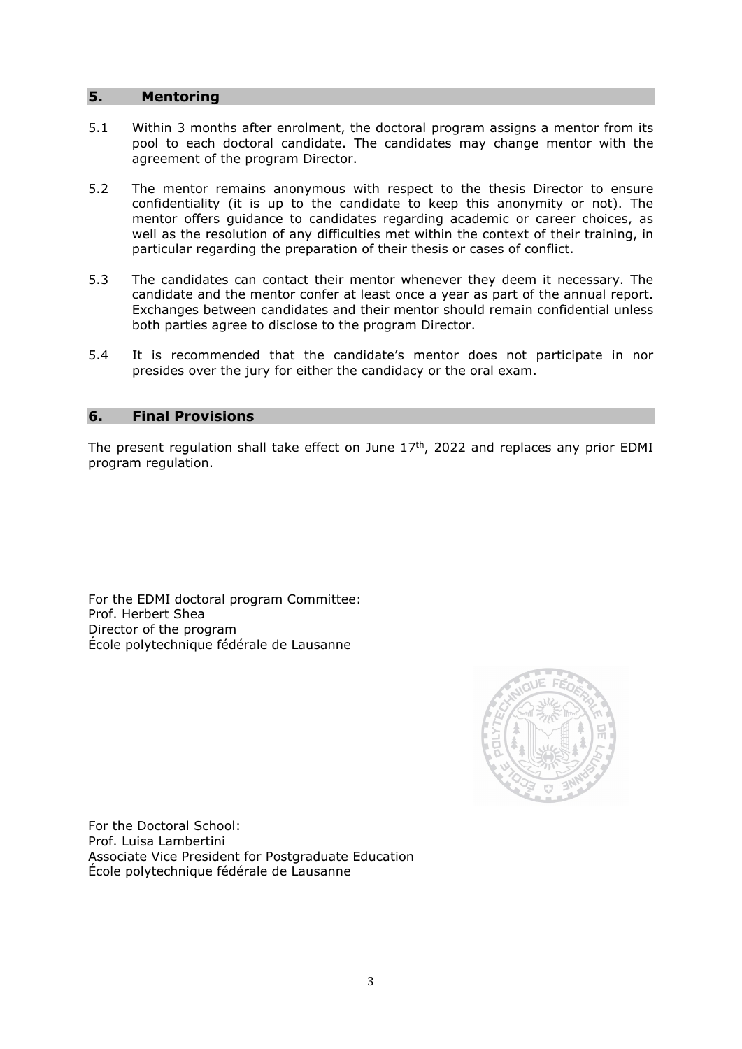## 5. Mentoring

5.1 Within 3 months after enrolment, the doctoral program assigns a mentor from its pool to each doctoral candidate. The candidates may change mentor with the agreement of the program Director.

5.2 The mentor remains anonymous with respect to the thesis Director to ensure confidentiality (it is up to the candidate to keep this anonymity or not). The mentor offers guidance to candidates regarding academic or career choices, as well as the resolution of any difficulties met within the context of their training, in particular regarding the preparation of their thesis or cases of conflict.

5.3 The candidates can contact their mentor whenever they deem it necessary. The candidate and the mentor confer at least once a year as part of the annual report. Exchanges between candidates and their mentor should remain confidential unless both parties agree to disclose to the program Director.

5.4 It is recommended that the candidate's mentor does not participate in nor presides over the jury for either the candidacy or the oral exam.

## 6. Final Provisions

The present regulation shall take effect on June 17th, 2022 and replaces any prior EDMI program regulation.

For the EDMI doctoral program Committee:
Prof. Herbert Shea
Director of the program
École polytechnique fédérale de Lausanne

For the Doctoral School:
Prof. Luisa Lambertini
Associate Vice President for Postgraduate Education
École polytechnique fédérale de Lausanne